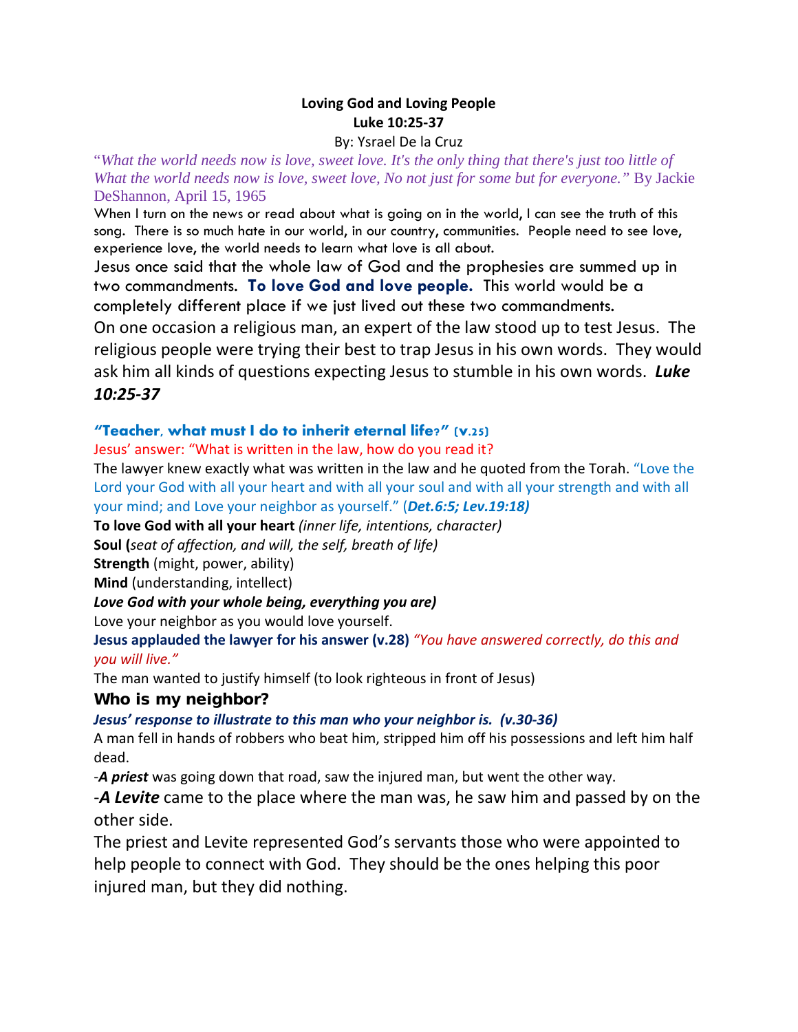**Loving God and Loving People**
**Luke 10:25-37**
By: Ysrael De la Cruz

*"What the world needs now is love, sweet love. It's the only thing that there's just too little of What the world needs now is love, sweet love, No not just for some but for everyone."* By Jackie DeShannon, April 15, 1965

When I turn on the news or read about what is going on in the world, I can see the truth of this song. There is so much hate in our world, in our country, communities. People need to see love, experience love, the world needs to learn what love is all about.

Jesus once said that the whole law of God and the prophesies are summed up in two commandments. **To love God and love people.** This world would be a completely different place if we just lived out these two commandments.

On one occasion a religious man, an expert of the law stood up to test Jesus. The religious people were trying their best to trap Jesus in his own words. They would ask him all kinds of questions expecting Jesus to stumble in his own words. ***Luke 10:25-37***

**"Teacher, what must I do to inherit eternal life?" (v.25)**

Jesus' answer: "What is written in the law, how do you read it?

The lawyer knew exactly what was written in the law and he quoted from the Torah. "Love the Lord your God with all your heart and with all your soul and with all your strength and with all your mind; and Love your neighbor as yourself." (***Det.6:5; Lev.19:18)***

**To love God with all your heart** *(inner life, intentions, character)*

**Soul (***seat of affection, and will, the self, breath of life)*

**Strength** (might, power, ability)

**Mind** (understanding, intellect)

***Love God with your whole being, everything you are)***

Love your neighbor as you would love yourself.

**Jesus applauded the lawyer for his answer (v.28)** *"You have answered correctly, do this and you will live."*

The man wanted to justify himself (to look righteous in front of Jesus)

### Who is my neighbor?

***Jesus' response to illustrate to this man who your neighbor is. (v.30-36)***

A man fell in hands of robbers who beat him, stripped him off his possessions and left him half dead.

-***A priest*** was going down that road, saw the injured man, but went the other way.

-***A Levite*** came to the place where the man was, he saw him and passed by on the other side.

The priest and Levite represented God's servants those who were appointed to help people to connect with God. They should be the ones helping this poor injured man, but they did nothing.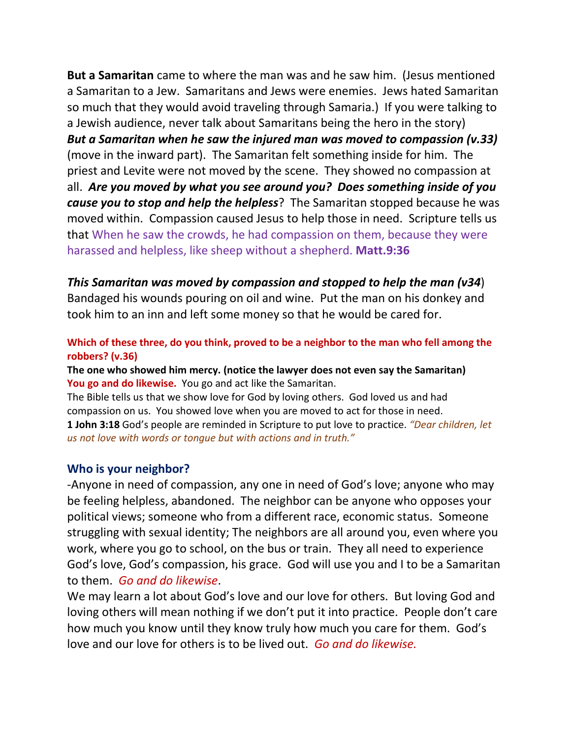**But a Samaritan** came to where the man was and he saw him. (Jesus mentioned a Samaritan to a Jew. Samaritans and Jews were enemies. Jews hated Samaritan so much that they would avoid traveling through Samaria.) If you were talking to a Jewish audience, never talk about Samaritans being the hero in the story) ***But a Samaritan when he saw the injured man was moved to compassion (v.33)*** (move in the inward part). The Samaritan felt something inside for him. The priest and Levite were not moved by the scene. They showed no compassion at all. ***Are you moved by what you see around you? Does something inside of you cause you to stop and help the helpless***? The Samaritan stopped because he was moved within. Compassion caused Jesus to help those in need. Scripture tells us that When he saw the crowds, he had compassion on them, because they were harassed and helpless, like sheep without a shepherd. **Matt.9:36**

***This Samaritan was moved by compassion and stopped to help the man (v34***) Bandaged his wounds pouring on oil and wine. Put the man on his donkey and took him to an inn and left some money so that he would be cared for.

**Which of these three, do you think, proved to be a neighbor to the man who fell among the robbers? (v.36)**
**The one who showed him mercy. (notice the lawyer does not even say the Samaritan)**
**You go and do likewise.** You go and act like the Samaritan.
The Bible tells us that we show love for God by loving others. God loved us and had compassion on us. You showed love when you are moved to act for those in need.
**1 John 3:18** God's people are reminded in Scripture to put love to practice. *"Dear children, let us not love with words or tongue but with actions and in truth."*

### Who is your neighbor?

-Anyone in need of compassion, any one in need of God's love; anyone who may be feeling helpless, abandoned. The neighbor can be anyone who opposes your political views; someone who from a different race, economic status. Someone struggling with sexual identity; The neighbors are all around you, even where you work, where you go to school, on the bus or train. They all need to experience God's love, God's compassion, his grace. God will use you and I to be a Samaritan to them. *Go and do likewise*.
We may learn a lot about God's love and our love for others. But loving God and loving others will mean nothing if we don't put it into practice. People don't care how much you know until they know truly how much you care for them. God's love and our love for others is to be lived out. *Go and do likewise.*